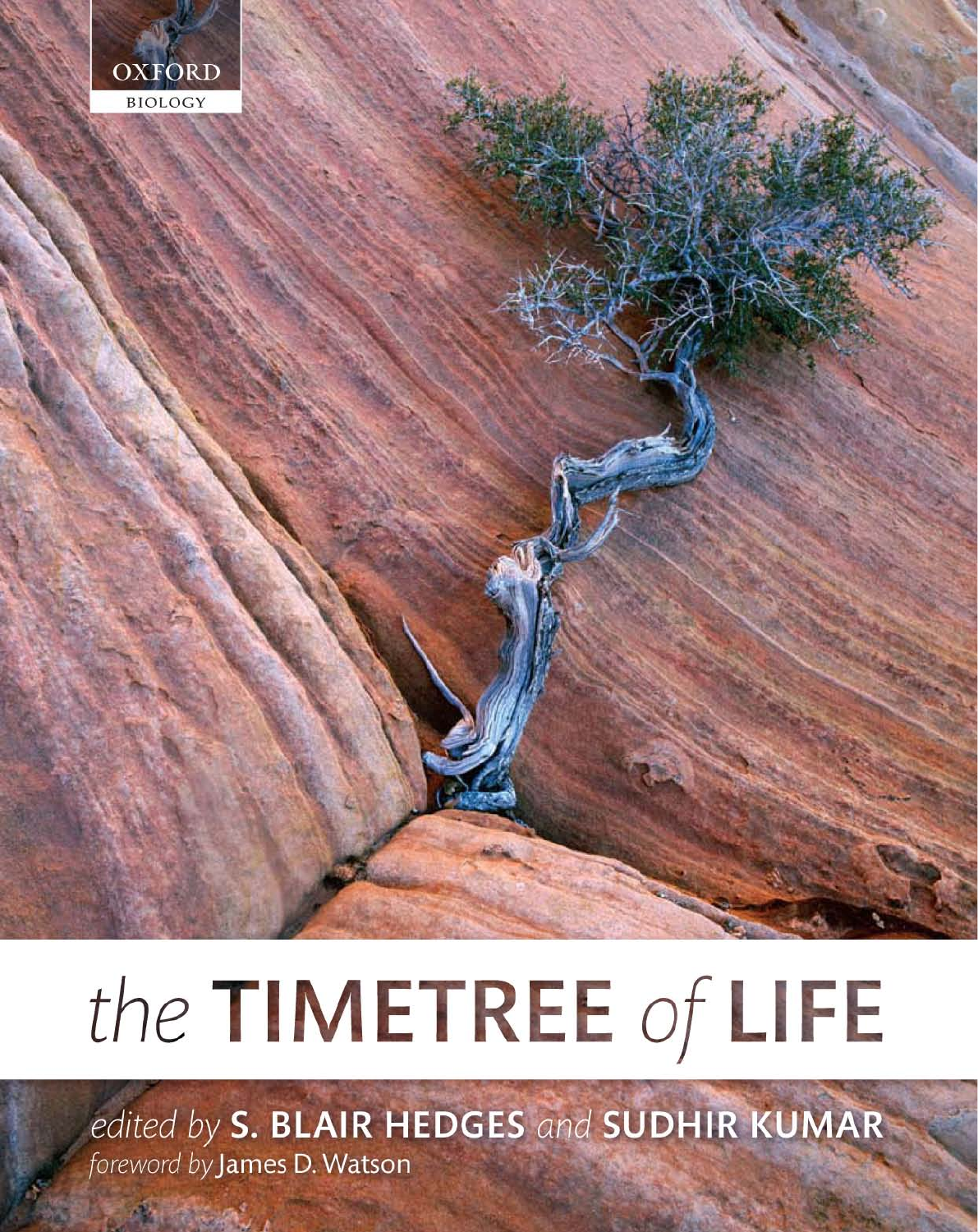OXFORD
BIOLOGY

# the TIMETREE of LIFE

*edited by* **S. BLAIR HEDGES** *and* **SUDHIR KUMAR**

*foreword by* James D. Watson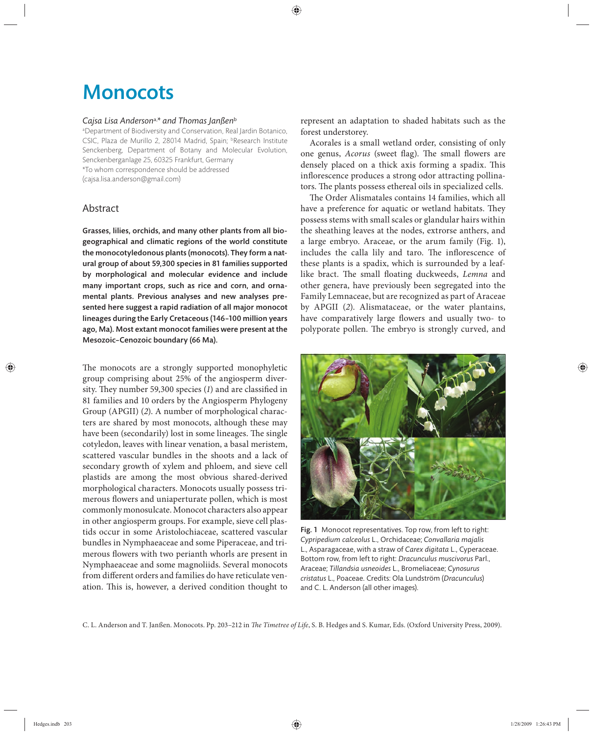# Monocots

*Cajsa Lisa Anderson*[a,*] *and Thomas Janßen*[b]

[a]Department of Biodiversity and Conservation, Real Jardin Botanico, CSIC, Plaza de Murillo 2, 28014 Madrid, Spain; [b]Research Institute Senckenberg, Department of Botany and Molecular Evolution, Senckenberganlage 25, 60325 Frankfurt, Germany

*To whom correspondence should be addressed (cajsa.lisa.anderson@gmail.com)

## Abstract

**Grasses, lilies, orchids, and many other plants from all biogeographical and climatic regions of the world constitute the monocotyledonous plants (monocots). They form a natural group of about 59,300 species in 81 families supported by morphological and molecular evidence and include many important crops, such as rice and corn, and ornamental plants. Previous analyses and new analyses presented here suggest a rapid radiation of all major monocot lineages during the Early Cretaceous (146–100 million years ago, Ma). Most extant monocot families were present at the Mesozoic–Cenozoic boundary (66 Ma).**

The monocots are a strongly supported monophyletic group comprising about 25% of the angiosperm diversity. They number 59,300 species (*1*) and are classified in 81 families and 10 orders by the Angiosperm Phylogeny Group (APGII) (*2*). A number of morphological characters are shared by most monocots, although these may have been (secondarily) lost in some lineages. The single cotyledon, leaves with linear venation, a basal meristem, scattered vascular bundles in the shoots and a lack of secondary growth of xylem and phloem, and sieve cell plastids are among the most obvious shared-derived morphological characters. Monocots usually possess trimerous flowers and uniaperturate pollen, which is most commonly monosulcate. Monocot characters also appear in other angiosperm groups. For example, sieve cell plastids occur in some Aristolochiaceae, scattered vascular bundles in Nymphaeaceae and some Piperaceae, and trimerous flowers with two perianth whorls are present in Nymphaeaceae and some magnoliids. Several monocots from different orders and families do have reticulate venation. This is, however, a derived condition thought to represent an adaptation to shaded habitats such as the forest understorey.

Acorales is a small wetland order, consisting of only one genus, *Acorus* (sweet flag). The small flowers are densely placed on a thick axis forming a spadix. This inflorescence produces a strong odor attracting pollinators. The plants possess ethereal oils in specialized cells.

The Order Alismatales contains 14 families, which all have a preference for aquatic or wetland habitats. They possess stems with small scales or glandular hairs within the sheathing leaves at the nodes, extrorse anthers, and a large embryo. Araceae, or the arum family (Fig. 1), includes the calla lily and taro. The inflorescence of these plants is a spadix, which is surrounded by a leaf-like bract. The small floating duckweeds, *Lemna* and other genera, have previously been segregated into the Family Lemnaceae, but are recognized as part of Araceae by APGII (*2*). Alismataceae, or the water plantains, have comparatively large flowers and usually two- to polyporate pollen. The embryo is strongly curved, and

**Fig. 1** Monocot representatives. Top row, from left to right: *Cypripedium calceolus* L., Orchidaceae; *Convallaria majalis* L., Asparagaceae, with a straw of *Carex digitata* L., Cyperaceae. Bottom row, from left to right: *Dracunculus muscivorus* Parl., Araceae; *Tillandsia usneoides* L., Bromeliaceae; *Cynosurus cristatus* L., Poaceae. Credits: Ola Lundström (*Dracunculus*) and C. L. Anderson (all other images).

C. L. Anderson and T. Janßen. Monocots. Pp. 203–212 in *The Timetree of Life*, S. B. Hedges and S. Kumar, Eds. (Oxford University Press, 2009).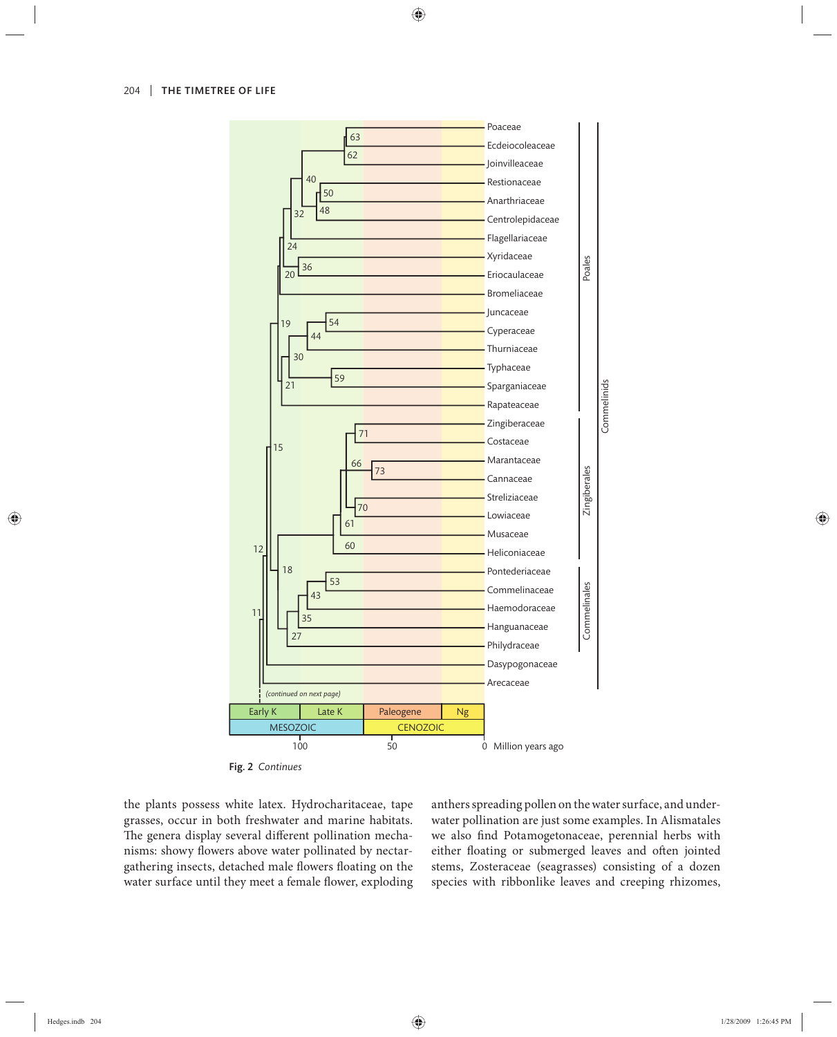Fig. 2 *Continues*

the plants possess white latex. Hydrocharitaceae, tape grasses, occur in both freshwater and marine habitats. The genera display several different pollination mechanisms: showy flowers above water pollinated by nectar-gathering insects, detached male flowers floating on the water surface until they meet a female flower, exploding anthers spreading pollen on the water surface, and underwater pollination are just some examples. In Alismatales we also find Potamogetonaceae, perennial herbs with either floating or submerged leaves and often jointed stems, Zosteraceae (seagrasses) consisting of a dozen species with ribbonlike leaves and creeping rhizomes,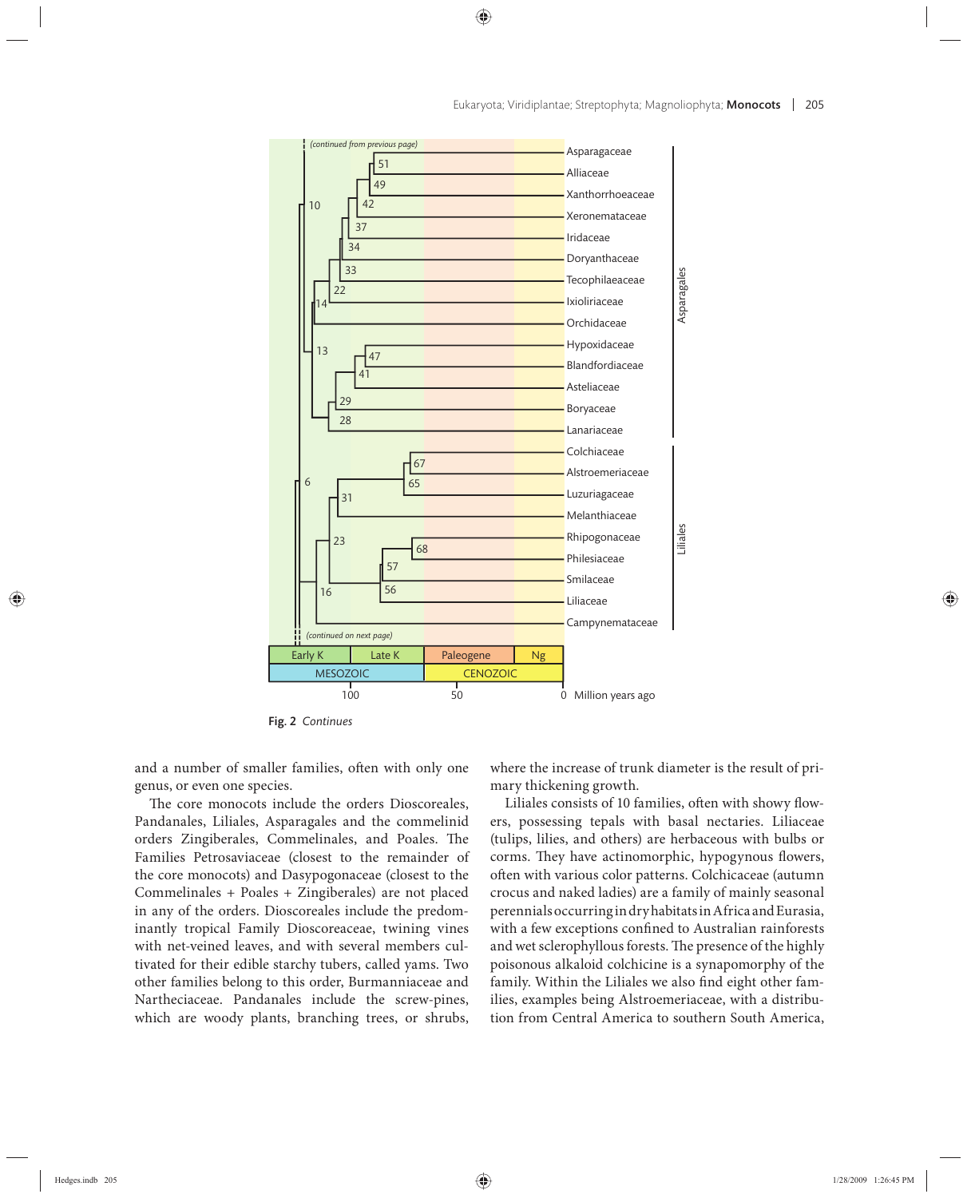Fig. 2 *Continues*

and a number of smaller families, often with only one genus, or even one species.

The core monocots include the orders Dioscoreales, Pandanales, Liliales, Asparagales and the commelinid orders Zingiberales, Commelinales, and Poales. The Families Petrosaviaceae (closest to the remainder of the core monocots) and Dasypogonaceae (closest to the Commelinales + Poales + Zingiberales) are not placed in any of the orders. Dioscoreales include the predominantly tropical Family Dioscoreaceae, twining vines with net-veined leaves, and with several members cultivated for their edible starchy tubers, called yams. Two other families belong to this order, Burmanniaceae and Nartheciaceae. Pandanales include the screw-pines, which are woody plants, branching trees, or shrubs, where the increase of trunk diameter is the result of primary thickening growth.

Liliales consists of 10 families, often with showy flowers, possessing tepals with basal nectaries. Liliaceae (tulips, lilies, and others) are herbaceous with bulbs or corms. They have actinomorphic, hypogynous flowers, often with various color patterns. Colchicaceae (autumn crocus and naked ladies) are a family of mainly seasonal perennials occurring in dry habitats in Africa and Eurasia, with a few exceptions confined to Australian rainforests and wet sclerophyllous forests. The presence of the highly poisonous alkaloid colchicine is a synapomorphy of the family. Within the Liliales we also find eight other families, examples being Alstroemeriaceae, with a distribution from Central America to southern South America,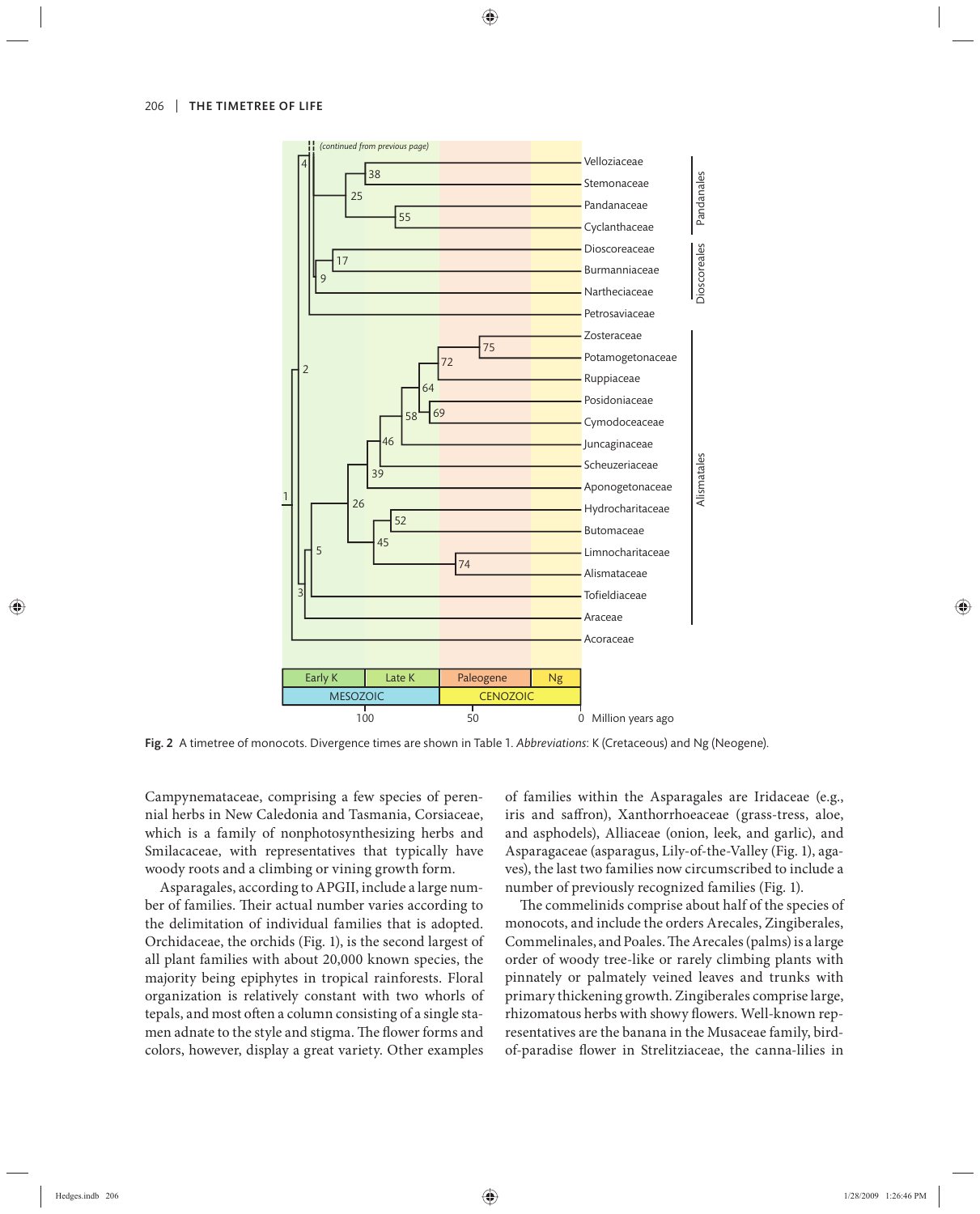Fig. 2 A timetree of monocots. Divergence times are shown in Table 1. *Abbreviations*: K (Cretaceous) and Ng (Neogene).

Campynemataceae, comprising a few species of perennial herbs in New Caledonia and Tasmania, Corsiaceae, which is a family of nonphotosynthesizing herbs and Smilacaceae, with representatives that typically have woody roots and a climbing or vining growth form.

Asparagales, according to APGII, include a large number of families. Their actual number varies according to the delimitation of individual families that is adopted. Orchidaceae, the orchids (Fig. 1), is the second largest of all plant families with about 20,000 known species, the majority being epiphytes in tropical rainforests. Floral organization is relatively constant with two whorls of tepals, and most often a column consisting of a single stamen adnate to the style and stigma. The flower forms and colors, however, display a great variety. Other examples of families within the Asparagales are Iridaceae (e.g., iris and saffron), Xanthorrhoeaceae (grass-tress, aloe, and asphodels), Alliaceae (onion, leek, and garlic), and Asparagaceae (asparagus, Lily-of-the-Valley (Fig. 1), agaves), the last two families now circumscribed to include a number of previously recognized families (Fig. 1).

The commelinids comprise about half of the species of monocots, and include the orders Arecales, Zingiberales, Commelinales, and Poales. The Arecales (palms) is a large order of woody tree-like or rarely climbing plants with pinnately or palmately veined leaves and trunks with primary thickening growth. Zingiberales comprise large, rhizomatous herbs with showy flowers. Well-known representatives are the banana in the Musaceae family, bird-of-paradise flower in Strelitziaceae, the canna-lilies in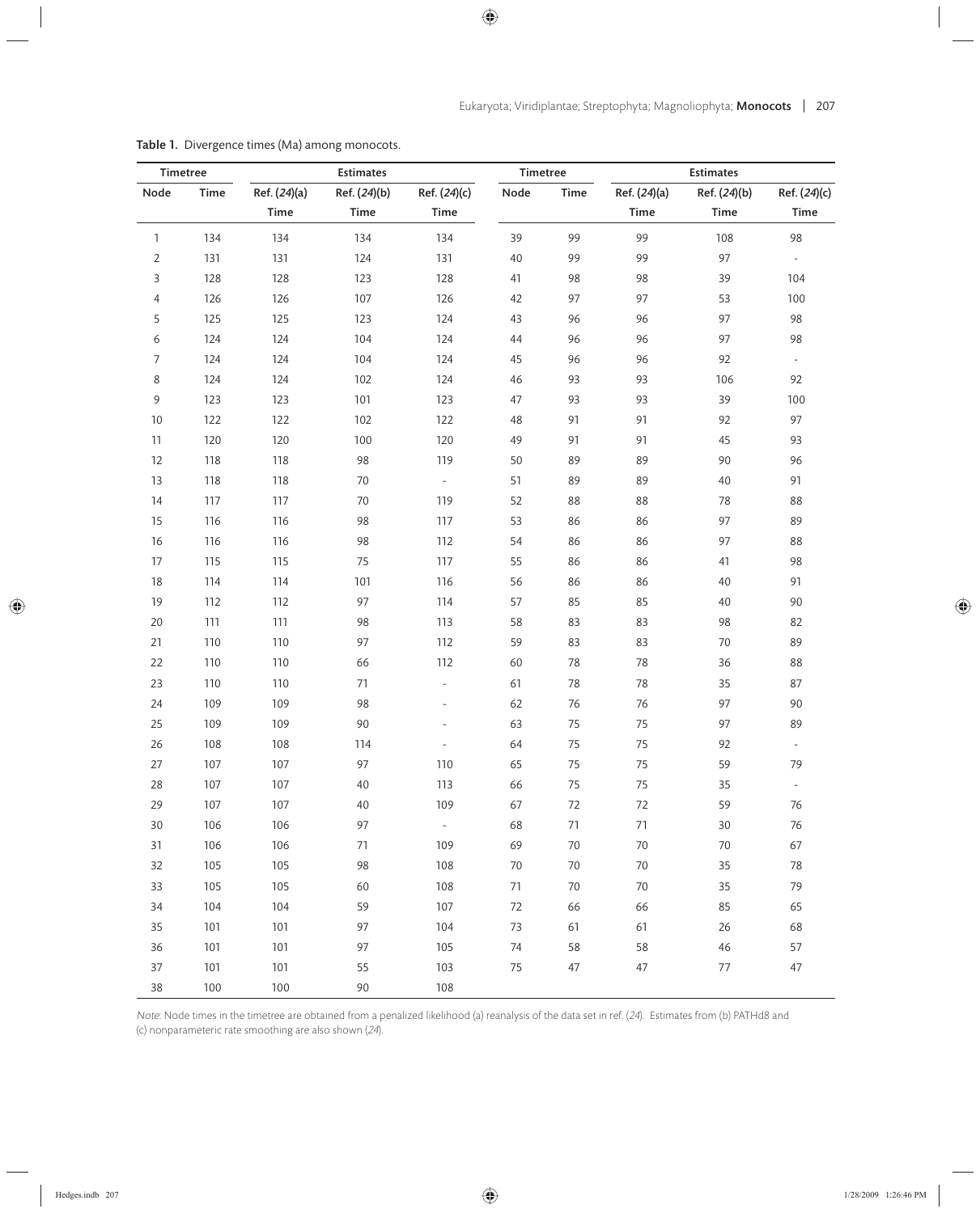Table 1. Divergence times (Ma) among monocots.

| Timetree | | Estimates | | | Timetree | | Estimates | | |
|---|---|---|---|---|---|---|---|---|---|
| Node | Time | Ref. (*24*)(a) | Ref. (*24*)(b) | Ref. (*24*)(c) | Node | Time | Ref. (*24*)(a) | Ref. (*24*)(b) | Ref. (*24*)(c) |
| | | Time | Time | Time | | | Time | Time | Time |
| 1 | 134 | 134 | 134 | 134 | 39 | 99 | 99 | 108 | 98 |
| 2 | 131 | 131 | 124 | 131 | 40 | 99 | 99 | 97 | - |
| 3 | 128 | 128 | 123 | 128 | 41 | 98 | 98 | 39 | 104 |
| 4 | 126 | 126 | 107 | 126 | 42 | 97 | 97 | 53 | 100 |
| 5 | 125 | 125 | 123 | 124 | 43 | 96 | 96 | 97 | 98 |
| 6 | 124 | 124 | 104 | 124 | 44 | 96 | 96 | 97 | 98 |
| 7 | 124 | 124 | 104 | 124 | 45 | 96 | 96 | 92 | - |
| 8 | 124 | 124 | 102 | 124 | 46 | 93 | 93 | 106 | 92 |
| 9 | 123 | 123 | 101 | 123 | 47 | 93 | 93 | 39 | 100 |
| 10 | 122 | 122 | 102 | 122 | 48 | 91 | 91 | 92 | 97 |
| 11 | 120 | 120 | 100 | 120 | 49 | 91 | 91 | 45 | 93 |
| 12 | 118 | 118 | 98 | 119 | 50 | 89 | 89 | 90 | 96 |
| 13 | 118 | 118 | 70 | - | 51 | 89 | 89 | 40 | 91 |
| 14 | 117 | 117 | 70 | 119 | 52 | 88 | 88 | 78 | 88 |
| 15 | 116 | 116 | 98 | 117 | 53 | 86 | 86 | 97 | 89 |
| 16 | 116 | 116 | 98 | 112 | 54 | 86 | 86 | 97 | 88 |
| 17 | 115 | 115 | 75 | 117 | 55 | 86 | 86 | 41 | 98 |
| 18 | 114 | 114 | 101 | 116 | 56 | 86 | 86 | 40 | 91 |
| 19 | 112 | 112 | 97 | 114 | 57 | 85 | 85 | 40 | 90 |
| 20 | 111 | 111 | 98 | 113 | 58 | 83 | 83 | 98 | 82 |
| 21 | 110 | 110 | 97 | 112 | 59 | 83 | 83 | 70 | 89 |
| 22 | 110 | 110 | 66 | 112 | 60 | 78 | 78 | 36 | 88 |
| 23 | 110 | 110 | 71 | - | 61 | 78 | 78 | 35 | 87 |
| 24 | 109 | 109 | 98 | - | 62 | 76 | 76 | 97 | 90 |
| 25 | 109 | 109 | 90 | - | 63 | 75 | 75 | 97 | 89 |
| 26 | 108 | 108 | 114 | - | 64 | 75 | 75 | 92 | - |
| 27 | 107 | 107 | 97 | 110 | 65 | 75 | 75 | 59 | 79 |
| 28 | 107 | 107 | 40 | 113 | 66 | 75 | 75 | 35 | - |
| 29 | 107 | 107 | 40 | 109 | 67 | 72 | 72 | 59 | 76 |
| 30 | 106 | 106 | 97 | - | 68 | 71 | 71 | 30 | 76 |
| 31 | 106 | 106 | 71 | 109 | 69 | 70 | 70 | 70 | 67 |
| 32 | 105 | 105 | 98 | 108 | 70 | 70 | 70 | 35 | 78 |
| 33 | 105 | 105 | 60 | 108 | 71 | 70 | 70 | 35 | 79 |
| 34 | 104 | 104 | 59 | 107 | 72 | 66 | 66 | 85 | 65 |
| 35 | 101 | 101 | 97 | 104 | 73 | 61 | 61 | 26 | 68 |
| 36 | 101 | 101 | 97 | 105 | 74 | 58 | 58 | 46 | 57 |
| 37 | 101 | 101 | 55 | 103 | 75 | 47 | 47 | 77 | 47 |
| 38 | 100 | 100 | 90 | 108 | | | | | |

*Note*: Node times in the timetree are obtained from a penalized likelihood (a) reanalysis of the data set in ref. (*24*). Estimates from (b) PATHd8 and (c) nonparameteric rate smoothing are also shown (*24*).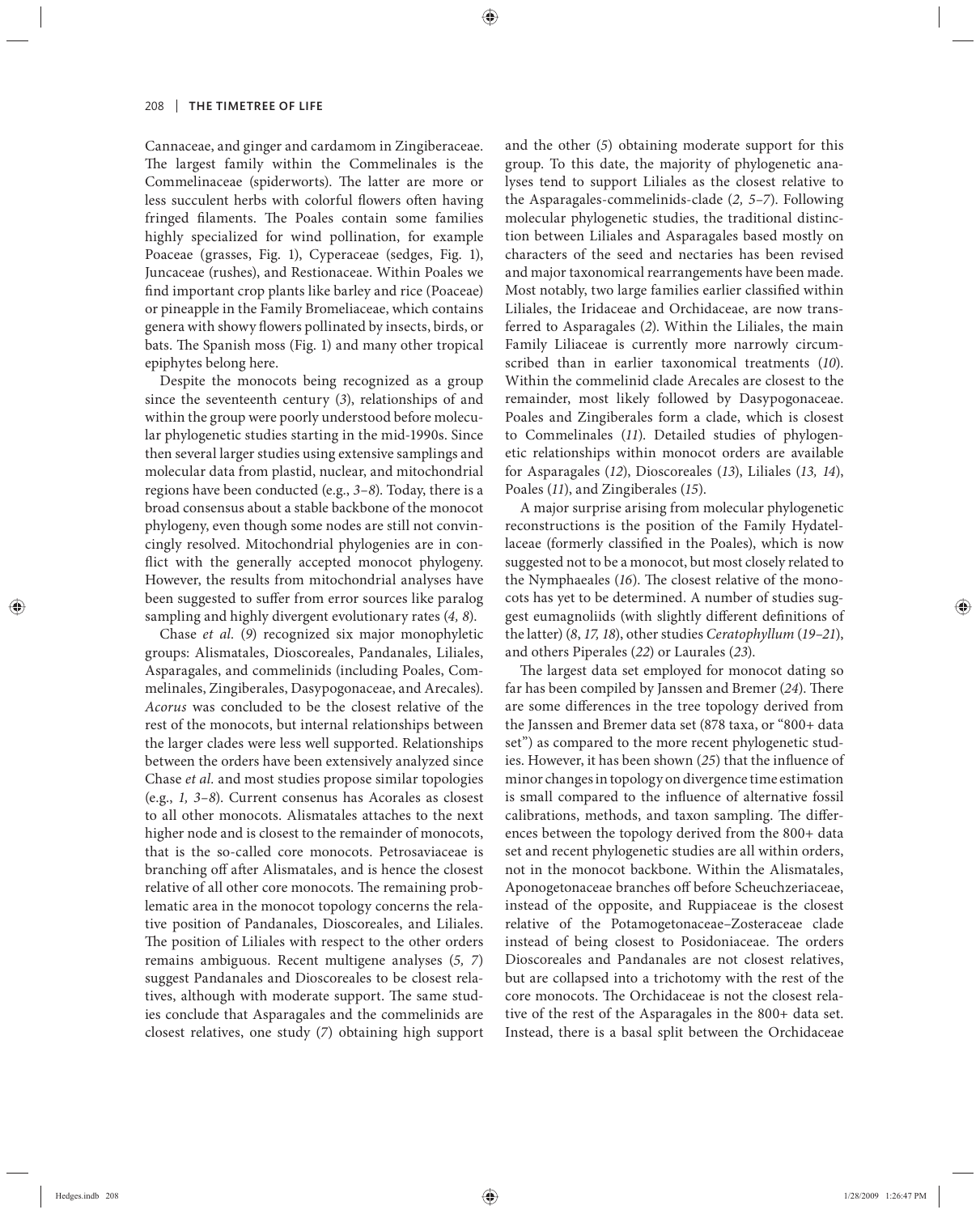Cannaceae, and ginger and cardamom in Zingiberaceae. The largest family within the Commelinales is the Commelinaceae (spiderworts). The latter are more or less succulent herbs with colorful flowers often having fringed filaments. The Poales contain some families highly specialized for wind pollination, for example Poaceae (grasses, Fig. 1), Cyperaceae (sedges, Fig. 1), Juncaceae (rushes), and Restionaceae. Within Poales we find important crop plants like barley and rice (Poaceae) or pineapple in the Family Bromeliaceae, which contains genera with showy flowers pollinated by insects, birds, or bats. The Spanish moss (Fig. 1) and many other tropical epiphytes belong here.

Despite the monocots being recognized as a group since the seventeenth century (*3*), relationships of and within the group were poorly understood before molecular phylogenetic studies starting in the mid-1990s. Since then several larger studies using extensive samplings and molecular data from plastid, nuclear, and mitochondrial regions have been conducted (e.g., *3–8*). Today, there is a broad consensus about a stable backbone of the monocot phylogeny, even though some nodes are still not convincingly resolved. Mitochondrial phylogenies are in conflict with the generally accepted monocot phylogeny. However, the results from mitochondrial analyses have been suggested to suffer from error sources like paralog sampling and highly divergent evolutionary rates (*4, 8*).

Chase *et al.* (*9*) recognized six major monophyletic groups: Alismatales, Dioscoreales, Pandanales, Liliales, Asparagales, and commelinids (including Poales, Commelinales, Zingiberales, Dasypogonaceae, and Arecales). *Acorus* was concluded to be the closest relative of the rest of the monocots, but internal relationships between the larger clades were less well supported. Relationships between the orders have been extensively analyzed since Chase *et al.* and most studies propose similar topologies (e.g., *1, 3–8*). Current consensus has Acorales as closest to all other monocots. Alismatales attaches to the next higher node and is closest to the remainder of monocots, that is the so-called core monocots. Petrosaviaceae is branching off after Alismatales, and is hence the closest relative of all other core monocots. The remaining problematic area in the monocot topology concerns the relative position of Pandanales, Dioscoreales, and Liliales. The position of Liliales with respect to the other orders remains ambiguous. Recent multigene analyses (*5, 7*) suggest Pandanales and Dioscoreales to be closest relatives, although with moderate support. The same studies conclude that Asparagales and the commelinids are closest relatives, one study (*7*) obtaining high support and the other (*5*) obtaining moderate support for this group. To this date, the majority of phylogenetic analyses tend to support Liliales as the closest relative to the Asparagales-commelinids-clade (*2, 5–7*). Following molecular phylogenetic studies, the traditional distinction between Liliales and Asparagales based mostly on characters of the seed and nectaries has been revised and major taxonomical rearrangements have been made. Most notably, two large families earlier classified within Liliales, the Iridaceae and Orchidaceae, are now transferred to Asparagales (*2*). Within the Liliales, the main Family Liliaceae is currently more narrowly circumscribed than in earlier taxonomical treatments (*10*). Within the commelinid clade Arecales are closest to the remainder, most likely followed by Dasypogonaceae. Poales and Zingiberales form a clade, which is closest to Commelinales (*11*). Detailed studies of phylogenetic relationships within monocot orders are available for Asparagales (*12*), Dioscoreales (*13*), Liliales (*13, 14*), Poales (*11*), and Zingiberales (*15*).

A major surprise arising from molecular phylogenetic reconstructions is the position of the Family Hydatellaceae (formerly classified in the Poales), which is now suggested not to be a monocot, but most closely related to the Nymphaeales (*16*). The closest relative of the monocots has yet to be determined. A number of studies suggest eumagnoliids (with slightly different definitions of the latter) (*8*, *17, 18*), other studies *Ceratophyllum* (*19–21*), and others Piperales (*22*) or Laurales (*23*).

The largest data set employed for monocot dating so far has been compiled by Janssen and Bremer (*24*). There are some differences in the tree topology derived from the Janssen and Bremer data set (878 taxa, or "800+ data set") as compared to the more recent phylogenetic studies. However, it has been shown (*25*) that the influence of minor changes in topology on divergence time estimation is small compared to the influence of alternative fossil calibrations, methods, and taxon sampling. The differences between the topology derived from the 800+ data set and recent phylogenetic studies are all within orders, not in the monocot backbone. Within the Alismatales, Aponogetonaceae branches off before Scheuchzeriaceae, instead of the opposite, and Ruppiaceae is the closest relative of the Potamogetonaceae–Zosteraceae clade instead of being closest to Posidoniaceae. The orders Dioscoreales and Pandanales are not closest relatives, but are collapsed into a trichotomy with the rest of the core monocots. The Orchidaceae is not the closest relative of the rest of the Asparagales in the 800+ data set. Instead, there is a basal split between the Orchidaceae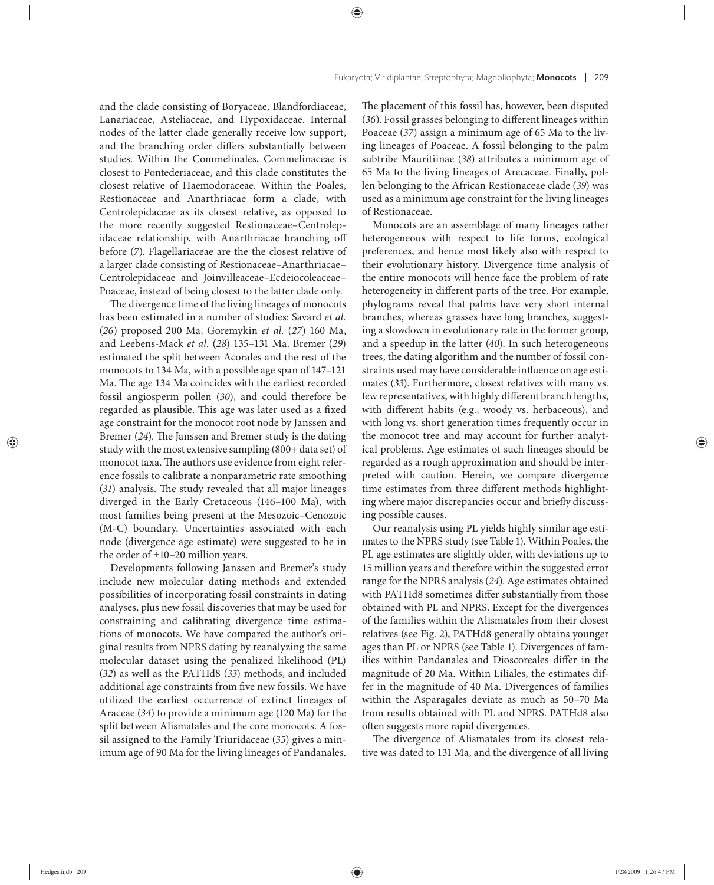and the clade consisting of Boryaceae, Blandfordiaceae, Lanariaceae, Asteliaceae, and Hypoxidaceae. Internal nodes of the latter clade generally receive low support, and the branching order differs substantially between studies. Within the Commelinales, Commelinaceae is closest to Pontederiaceae, and this clade constitutes the closest relative of Haemodoraceae. Within the Poales, Restionaceae and Anarthriacae form a clade, with Centrolepidaceae as its closest relative, as opposed to the more recently suggested Restionaceae–Centrolepidaceae relationship, with Anarthriacae branching off before (*7*). Flagellariaceae are the the closest relative of a larger clade consisting of Restionaceae–Anarthriacae–Centrolepidaceae and Joinvilleaceae–Ecdeiocoleaceae–Poaceae, instead of being closest to the latter clade only.

The divergence time of the living lineages of monocots has been estimated in a number of studies: Savard *et al.* (*26*) proposed 200 Ma, Goremykin *et al.* (*27*) 160 Ma, and Leebens-Mack *et al.* (*28*) 135–131 Ma. Bremer (*29*) estimated the split between Acorales and the rest of the monocots to 134 Ma, with a possible age span of 147–121 Ma. The age 134 Ma coincides with the earliest recorded fossil angiosperm pollen (*30*), and could therefore be regarded as plausible. This age was later used as a fixed age constraint for the monocot root node by Janssen and Bremer (*24*). The Janssen and Bremer study is the dating study with the most extensive sampling (800+ data set) of monocot taxa. The authors use evidence from eight reference fossils to calibrate a nonparametric rate smoothing (*31*) analysis. The study revealed that all major lineages diverged in the Early Cretaceous (146–100 Ma), with most families being present at the Mesozoic–Cenozoic (M-C) boundary. Uncertainties associated with each node (divergence age estimate) were suggested to be in the order of ±10–20 million years.

Developments following Janssen and Bremer's study include new molecular dating methods and extended possibilities of incorporating fossil constraints in dating analyses, plus new fossil discoveries that may be used for constraining and calibrating divergence time estimations of monocots. We have compared the author's original results from NPRS dating by reanalyzing the same molecular dataset using the penalized likelihood (PL) (*32*) as well as the PATHd8 (*33*) methods, and included additional age constraints from five new fossils. We have utilized the earliest occurrence of extinct lineages of Araceae (*34*) to provide a minimum age (120 Ma) for the split between Alismatales and the core monocots. A fossil assigned to the Family Triuridaceae (*35*) gives a minimum age of 90 Ma for the living lineages of Pandanales. The placement of this fossil has, however, been disputed (*36*). Fossil grasses belonging to different lineages within Poaceae (*37*) assign a minimum age of 65 Ma to the living lineages of Poaceae. A fossil belonging to the palm subtribe Mauritiinae (*38*) attributes a minimum age of 65 Ma to the living lineages of Arecaceae. Finally, pollen belonging to the African Restionaceae clade (*39*) was used as a minimum age constraint for the living lineages of Restionaceae.

Monocots are an assemblage of many lineages rather heterogeneous with respect to life forms, ecological preferences, and hence most likely also with respect to their evolutionary history. Divergence time analysis of the entire monocots will hence face the problem of rate heterogeneity in different parts of the tree. For example, phylograms reveal that palms have very short internal branches, whereas grasses have long branches, suggesting a slowdown in evolutionary rate in the former group, and a speedup in the latter (*40*). In such heterogeneous trees, the dating algorithm and the number of fossil constraints used may have considerable influence on age estimates (*33*). Furthermore, closest relatives with many vs. few representatives, with highly different branch lengths, with different habits (e.g., woody vs. herbaceous), and with long vs. short generation times frequently occur in the monocot tree and may account for further analytical problems. Age estimates of such lineages should be regarded as a rough approximation and should be interpreted with caution. Herein, we compare divergence time estimates from three different methods highlighting where major discrepancies occur and briefly discussing possible causes.

Our reanalysis using PL yields highly similar age estimates to the NPRS study (see Table 1). Within Poales, the PL age estimates are slightly older, with deviations up to 15 million years and therefore within the suggested error range for the NPRS analysis (*24*). Age estimates obtained with PATHd8 sometimes differ substantially from those obtained with PL and NPRS. Except for the divergences of the families within the Alismatales from their closest relatives (see Fig. 2), PATHd8 generally obtains younger ages than PL or NPRS (see Table 1). Divergences of families within Pandanales and Dioscoreales differ in the magnitude of 20 Ma. Within Liliales, the estimates differ in the magnitude of 40 Ma. Divergences of families within the Asparagales deviate as much as 50–70 Ma from results obtained with PL and NPRS. PATHd8 also often suggests more rapid divergences.

The divergence of Alismatales from its closest relative was dated to 131 Ma, and the divergence of all living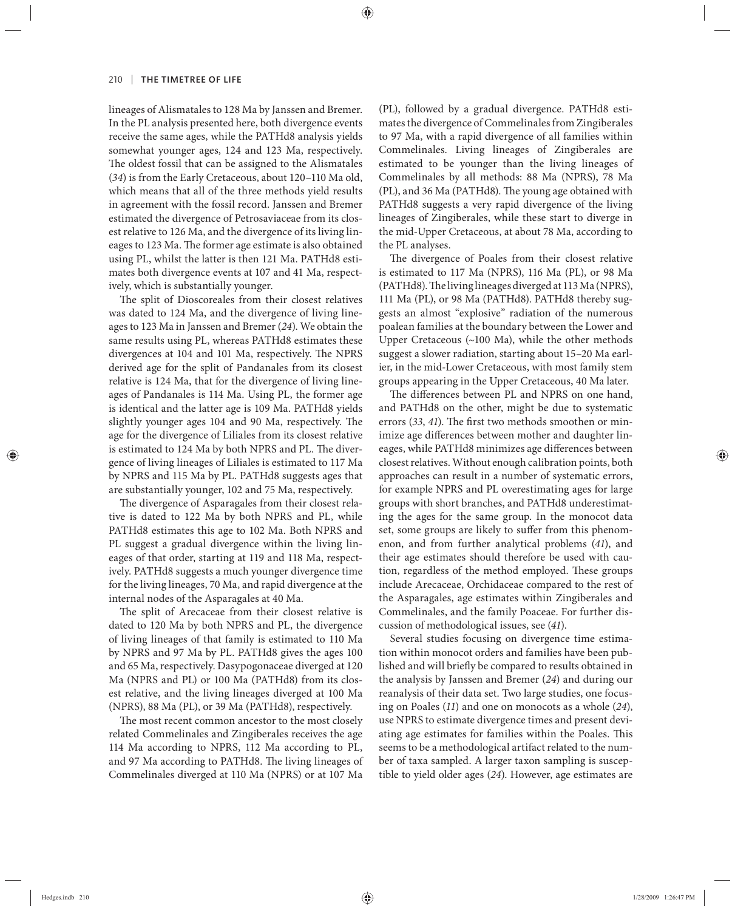lineages of Alismatales to 128 Ma by Janssen and Bremer. In the PL analysis presented here, both divergence events receive the same ages, while the PATHd8 analysis yields somewhat younger ages, 124 and 123 Ma, respectively. The oldest fossil that can be assigned to the Alismatales (*34*) is from the Early Cretaceous, about 120–110 Ma old, which means that all of the three methods yield results in agreement with the fossil record. Janssen and Bremer estimated the divergence of Petrosaviaceae from its closest relative to 126 Ma, and the divergence of its living lineages to 123 Ma. The former age estimate is also obtained using PL, whilst the latter is then 121 Ma. PATHd8 estimates both divergence events at 107 and 41 Ma, respectively, which is substantially younger.

The split of Dioscoreales from their closest relatives was dated to 124 Ma, and the divergence of living lineages to 123 Ma in Janssen and Bremer (*24*). We obtain the same results using PL, whereas PATHd8 estimates these divergences at 104 and 101 Ma, respectively. The NPRS derived age for the split of Pandanales from its closest relative is 124 Ma, that for the divergence of living lineages of Pandanales is 114 Ma. Using PL, the former age is identical and the latter age is 109 Ma. PATHd8 yields slightly younger ages 104 and 90 Ma, respectively. The age for the divergence of Liliales from its closest relative is estimated to 124 Ma by both NPRS and PL. The divergence of living lineages of Liliales is estimated to 117 Ma by NPRS and 115 Ma by PL. PATHd8 suggests ages that are substantially younger, 102 and 75 Ma, respectively.

The divergence of Asparagales from their closest relative is dated to 122 Ma by both NPRS and PL, while PATHd8 estimates this age to 102 Ma. Both NPRS and PL suggest a gradual divergence within the living lineages of that order, starting at 119 and 118 Ma, respectively. PATHd8 suggests a much younger divergence time for the living lineages, 70 Ma, and rapid divergence at the internal nodes of the Asparagales at 40 Ma.

The split of Arecaceae from their closest relative is dated to 120 Ma by both NPRS and PL, the divergence of living lineages of that family is estimated to 110 Ma by NPRS and 97 Ma by PL. PATHd8 gives the ages 100 and 65 Ma, respectively. Dasypogonaceae diverged at 120 Ma (NPRS and PL) or 100 Ma (PATHd8) from its closest relative, and the living lineages diverged at 100 Ma (NPRS), 88 Ma (PL), or 39 Ma (PATHd8), respectively.

The most recent common ancestor to the most closely related Commelinales and Zingiberales receives the age 114 Ma according to NPRS, 112 Ma according to PL, and 97 Ma according to PATHd8. The living lineages of Commelinales diverged at 110 Ma (NPRS) or at 107 Ma (PL), followed by a gradual divergence. PATHd8 estimates the divergence of Commelinales from Zingiberales to 97 Ma, with a rapid divergence of all families within Commelinales. Living lineages of Zingiberales are estimated to be younger than the living lineages of Commelinales by all methods: 88 Ma (NPRS), 78 Ma (PL), and 36 Ma (PATHd8). The young age obtained with PATHd8 suggests a very rapid divergence of the living lineages of Zingiberales, while these start to diverge in the mid-Upper Cretaceous, at about 78 Ma, according to the PL analyses.

The divergence of Poales from their closest relative is estimated to 117 Ma (NPRS), 116 Ma (PL), or 98 Ma (PATHd8). The living lineages diverged at 113 Ma (NPRS), 111 Ma (PL), or 98 Ma (PATHd8). PATHd8 thereby suggests an almost "explosive" radiation of the numerous poalean families at the boundary between the Lower and Upper Cretaceous (~100 Ma), while the other methods suggest a slower radiation, starting about 15–20 Ma earlier, in the mid-Lower Cretaceous, with most family stem groups appearing in the Upper Cretaceous, 40 Ma later.

The differences between PL and NPRS on one hand, and PATHd8 on the other, might be due to systematic errors (*33*, *41*). The first two methods smoothen or minimize age differences between mother and daughter lineages, while PATHd8 minimizes age differences between closest relatives. Without enough calibration points, both approaches can result in a number of systematic errors, for example NPRS and PL overestimating ages for large groups with short branches, and PATHd8 underestimating the ages for the same group. In the monocot data set, some groups are likely to suffer from this phenomenon, and from further analytical problems (*41*), and their age estimates should therefore be used with caution, regardless of the method employed. These groups include Arecaceae, Orchidaceae compared to the rest of the Asparagales, age estimates within Zingiberales and Commelinales, and the family Poaceae. For further discussion of methodological issues, see (*41*).

Several studies focusing on divergence time estimation within monocot orders and families have been published and will briefly be compared to results obtained in the analysis by Janssen and Bremer (*24*) and during our reanalysis of their data set. Two large studies, one focusing on Poales (*11*) and one on monocots as a whole (*24*), use NPRS to estimate divergence times and present deviating age estimates for families within the Poales. This seems to be a methodological artifact related to the number of taxa sampled. A larger taxon sampling is susceptible to yield older ages (*24*). However, age estimates are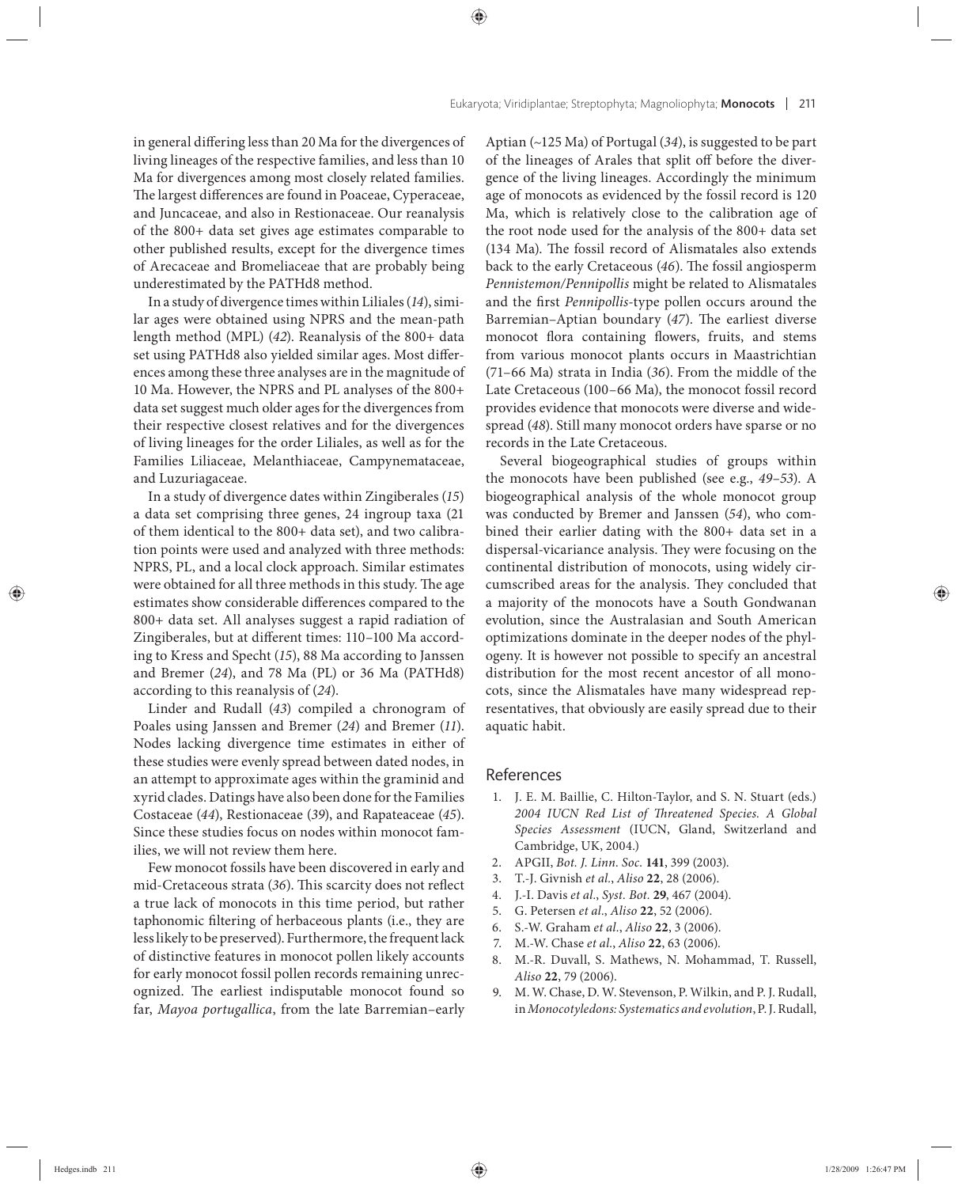in general differing less than 20 Ma for the divergences of living lineages of the respective families, and less than 10 Ma for divergences among most closely related families. The largest differences are found in Poaceae, Cyperaceae, and Juncaceae, and also in Restionaceae. Our reanalysis of the 800+ data set gives age estimates comparable to other published results, except for the divergence times of Arecaceae and Bromeliaceae that are probably being underestimated by the PATHd8 method.

In a study of divergence times within Liliales (*14*), similar ages were obtained using NPRS and the mean-path length method (MPL) (*42*). Reanalysis of the 800+ data set using PATHd8 also yielded similar ages. Most differences among these three analyses are in the magnitude of 10 Ma. However, the NPRS and PL analyses of the 800+ data set suggest much older ages for the divergences from their respective closest relatives and for the divergences of living lineages for the order Liliales, as well as for the Families Liliaceae, Melanthiaceae, Campynemataceae, and Luzuriagaceae.

In a study of divergence dates within Zingiberales (*15*) a data set comprising three genes, 24 ingroup taxa (21 of them identical to the 800+ data set), and two calibration points were used and analyzed with three methods: NPRS, PL, and a local clock approach. Similar estimates were obtained for all three methods in this study. The age estimates show considerable differences compared to the 800+ data set. All analyses suggest a rapid radiation of Zingiberales, but at different times: 110–100 Ma according to Kress and Specht (*15*), 88 Ma according to Janssen and Bremer (*24*), and 78 Ma (PL) or 36 Ma (PATHd8) according to this reanalysis of (*24*).

Linder and Rudall (*43*) compiled a chronogram of Poales using Janssen and Bremer (*24*) and Bremer (*11*). Nodes lacking divergence time estimates in either of these studies were evenly spread between dated nodes, in an attempt to approximate ages within the graminid and xyrid clades. Datings have also been done for the Families Costaceae (*44*), Restionaceae (*39*), and Rapateaceae (*45*). Since these studies focus on nodes within monocot families, we will not review them here.

Few monocot fossils have been discovered in early and mid-Cretaceous strata (*36*). This scarcity does not reflect a true lack of monocots in this time period, but rather taphonomic filtering of herbaceous plants (i.e., they are less likely to be preserved). Furthermore, the frequent lack of distinctive features in monocot pollen likely accounts for early monocot fossil pollen records remaining unrecognized. The earliest indisputable monocot found so far, *Mayoa portugallica*, from the late Barremian–early Aptian (~125 Ma) of Portugal (*34*), is suggested to be part of the lineages of Arales that split off before the divergence of the living lineages. Accordingly the minimum age of monocots as evidenced by the fossil record is 120 Ma, which is relatively close to the calibration age of the root node used for the analysis of the 800+ data set (134 Ma). The fossil record of Alismatales also extends back to the early Cretaceous (*46*). The fossil angiosperm *Pennistemon/Pennipollis* might be related to Alismatales and the first *Pennipollis*-type pollen occurs around the Barremian–Aptian boundary (*47*). The earliest diverse monocot flora containing flowers, fruits, and stems from various monocot plants occurs in Maastrichtian (71–66 Ma) strata in India (*36*). From the middle of the Late Cretaceous (100–66 Ma), the monocot fossil record provides evidence that monocots were diverse and widespread (*48*). Still many monocot orders have sparse or no records in the Late Cretaceous.

Several biogeographical studies of groups within the monocots have been published (see e.g., *49–53*). A biogeographical analysis of the whole monocot group was conducted by Bremer and Janssen (*54*), who combined their earlier dating with the 800+ data set in a dispersal-vicariance analysis. They were focusing on the continental distribution of monocots, using widely circumscribed areas for the analysis. They concluded that a majority of the monocots have a South Gondwanan evolution, since the Australasian and South American optimizations dominate in the deeper nodes of the phylogeny. It is however not possible to specify an ancestral distribution for the most recent ancestor of all monocots, since the Alismatales have many widespread representatives, that obviously are easily spread due to their aquatic habit.

## References

1. J. E. M. Baillie, C. Hilton-Taylor, and S. N. Stuart (eds.) *2004 IUCN Red List of Threatened Species. A Global Species Assessment* (IUCN, Gland, Switzerland and Cambridge, UK, 2004.)
2. APGII, *Bot. J. Linn. Soc.* **141**, 399 (2003).
3. T.-J. Givnish *et al.*, *Aliso* **22**, 28 (2006).
4. J.-I. Davis *et al.*, *Syst. Bot.* **29**, 467 (2004).
5. G. Petersen *et al.*, *Aliso* **22**, 52 (2006).
6. S.-W. Graham *et al.*, *Aliso* **22**, 3 (2006).
7. M.-W. Chase *et al.*, *Aliso* **22**, 63 (2006).
8. M.-R. Duvall, S. Mathews, N. Mohammad, T. Russell, *Aliso* **22**, 79 (2006).
9. M. W. Chase, D. W. Stevenson, P. Wilkin, and P. J. Rudall, in *Monocotyledons: Systematics and evolution*, P. J. Rudall,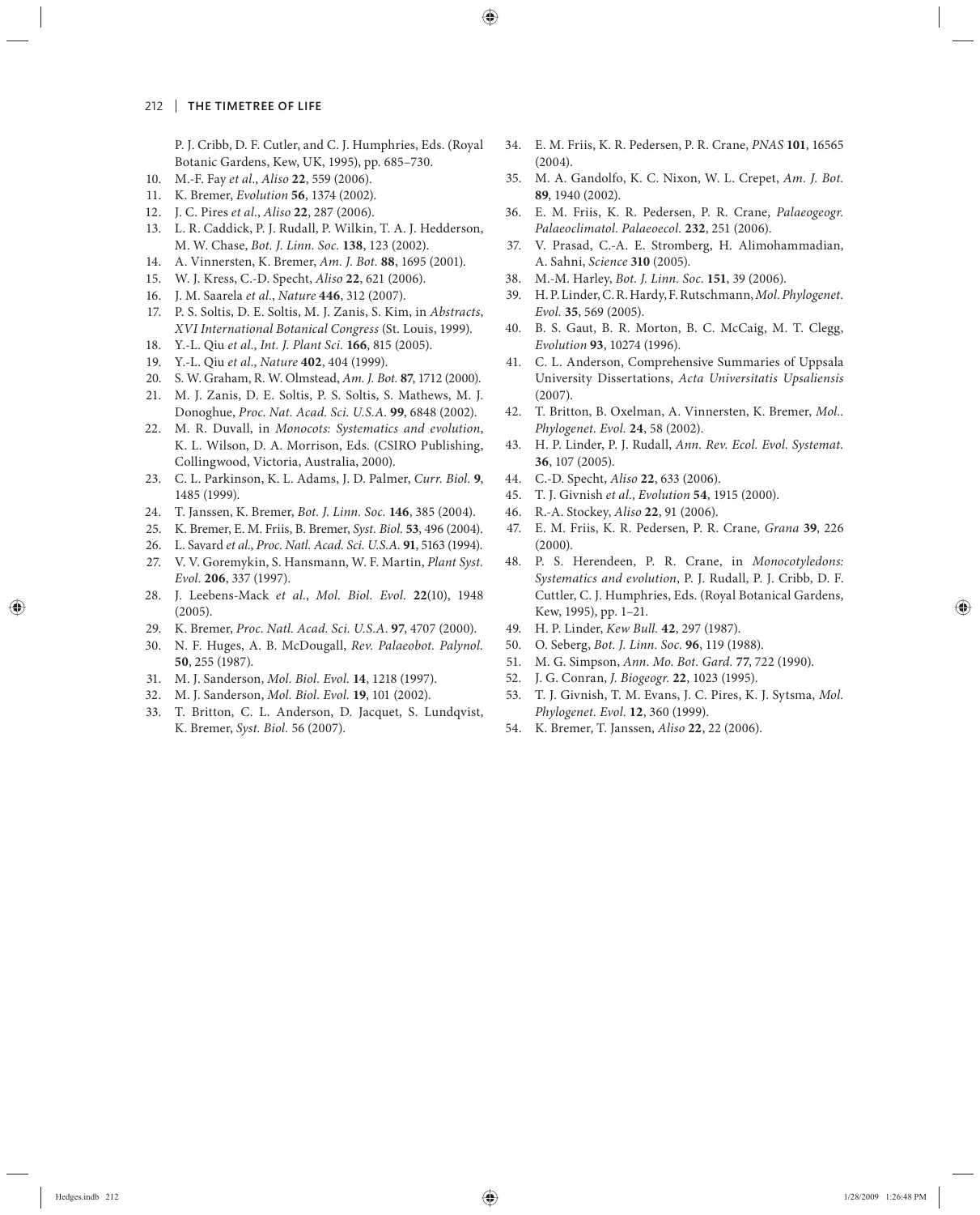P. J. Cribb, D. F. Cutler, and C. J. Humphries, Eds. (Royal Botanic Gardens, Kew, UK, 1995), pp. 685–730.

10. M.-F. Fay *et al.*, *Aliso* **22**, 559 (2006).
11. K. Bremer, *Evolution* **56**, 1374 (2002).
12. J. C. Pires *et al.*, *Aliso* **22**, 287 (2006).
13. L. R. Caddick, P. J. Rudall, P. Wilkin, T. A. J. Hedderson, M. W. Chase, *Bot. J. Linn. Soc.* **138**, 123 (2002).
14. A. Vinnersten, K. Bremer, *Am. J. Bot.* **88**, 1695 (2001).
15. W. J. Kress, C.-D. Specht, *Aliso* **22**, 621 (2006).
16. J. M. Saarela *et al.*, *Nature* **446**, 312 (2007).
17. P. S. Soltis, D. E. Soltis, M. J. Zanis, S. Kim, in *Abstracts, XVI International Botanical Congress* (St. Louis, 1999).
18. Y.-L. Qiu *et al.*, *Int. J. Plant Sci.* **166**, 815 (2005).
19. Y.-L. Qiu *et al.*, *Nature* **402**, 404 (1999).
20. S. W. Graham, R. W. Olmstead, *Am. J. Bot.* **87**, 1712 (2000).
21. M. J. Zanis, D. E. Soltis, P. S. Soltis, S. Mathews, M. J. Donoghue, *Proc. Nat. Acad. Sci. U.S.A.* **99**, 6848 (2002).
22. M. R. Duvall, in *Monocots: Systematics and evolution*, K. L. Wilson, D. A. Morrison, Eds. (CSIRO Publishing, Collingwood, Victoria, Australia, 2000).
23. C. L. Parkinson, K. L. Adams, J. D. Palmer, *Curr. Biol.* **9**, 1485 (1999).
24. T. Janssen, K. Bremer, *Bot. J. Linn. Soc.* **146**, 385 (2004).
25. K. Bremer, E. M. Friis, B. Bremer, *Syst. Biol.* **53**, 496 (2004).
26. L. Savard *et al.*, *Proc. Natl. Acad. Sci. U.S.A.* **91**, 5163 (1994).
27. V. V. Goremykin, S. Hansmann, W. F. Martin, *Plant Syst. Evol.* **206**, 337 (1997).
28. J. Leebens-Mack *et al.*, *Mol. Biol. Evol.* **22**(10), 1948 (2005).
29. K. Bremer, *Proc. Natl. Acad. Sci. U.S.A.* **97**, 4707 (2000).
30. N. F. Huges, A. B. McDougall, *Rev. Palaeobot. Palynol.* **50**, 255 (1987).
31. M. J. Sanderson, *Mol. Biol. Evol.* **14**, 1218 (1997).
32. M. J. Sanderson, *Mol. Biol. Evol.* **19**, 101 (2002).
33. T. Britton, C. L. Anderson, D. Jacquet, S. Lundqvist, K. Bremer, *Syst. Biol.* 56 (2007).
34. E. M. Friis, K. R. Pedersen, P. R. Crane, *PNAS* **101**, 16565 (2004).
35. M. A. Gandolfo, K. C. Nixon, W. L. Crepet, *Am. J. Bot.* **89**, 1940 (2002).
36. E. M. Friis, K. R. Pedersen, P. R. Crane, *Palaeogeogr. Palaeoclimatol. Palaeoecol.* **232**, 251 (2006).
37. V. Prasad, C.-A. E. Stromberg, H. Alimohammadian, A. Sahni, *Science* **310** (2005).
38. M.-M. Harley, *Bot. J. Linn. Soc.* **151**, 39 (2006).
39. H. P. Linder, C. R. Hardy, F. Rutschmann, *Mol. Phylogenet. Evol.* **35**, 569 (2005).
40. B. S. Gaut, B. R. Morton, B. C. McCaig, M. T. Clegg, *Evolution* **93**, 10274 (1996).
41. C. L. Anderson, Comprehensive Summaries of Uppsala University Dissertations, *Acta Universitatis Upsaliensis* (2007).
42. T. Britton, B. Oxelman, A. Vinnersten, K. Bremer, *Mol.. Phylogenet. Evol.* **24**, 58 (2002).
43. H. P. Linder, P. J. Rudall, *Ann. Rev. Ecol. Evol. Systemat.* **36**, 107 (2005).
44. C.-D. Specht, *Aliso* **22**, 633 (2006).
45. T. J. Givnish *et al.*, *Evolution* **54**, 1915 (2000).
46. R.-A. Stockey, *Aliso* **22**, 91 (2006).
47. E. M. Friis, K. R. Pedersen, P. R. Crane, *Grana* **39**, 226 (2000).
48. P. S. Herendeen, P. R. Crane, in *Monocotyledons: Systematics and evolution*, P. J. Rudall, P. J. Cribb, D. F. Cuttler, C. J. Humphries, Eds. (Royal Botanical Gardens, Kew, 1995), pp. 1–21.
49. H. P. Linder, *Kew Bull.* **42**, 297 (1987).
50. O. Seberg, *Bot. J. Linn. Soc.* **96**, 119 (1988).
51. M. G. Simpson, *Ann. Mo. Bot. Gard.* **77**, 722 (1990).
52. J. G. Conran, *J. Biogeogr.* **22**, 1023 (1995).
53. T. J. Givnish, T. M. Evans, J. C. Pires, K. J. Sytsma, *Mol. Phylogenet. Evol.* **12**, 360 (1999).
54. K. Bremer, T. Janssen, *Aliso* **22**, 22 (2006).